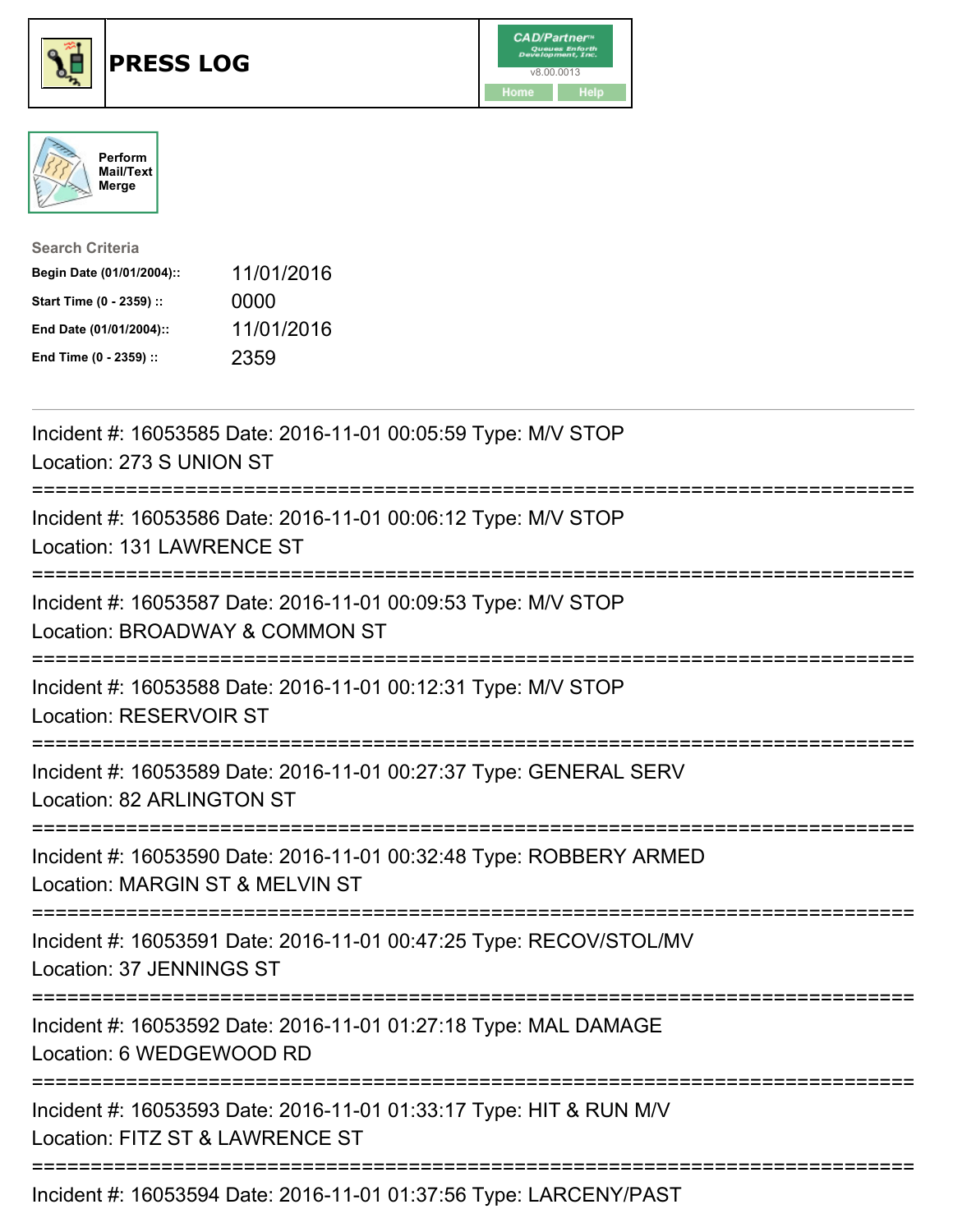# PRESS LOG

CAD/Partner v8.00.0013

Home | Help

Perform Mail/Text Merge

**Search Criteria**

| | |
|---|---|
| **Begin Date (01/01/2004)::** | 11/01/2016 |
| **Start Time (0 - 2359) ::** | 0000 |
| **End Date (01/01/2004)::** | 11/01/2016 |
| **End Time (0 - 2359) ::** | 2359 |

---

Incident #: 16053585 Date: 2016-11-01 00:05:59 Type: M/V STOP
Location: 273 S UNION ST

===========================================================================

Incident #: 16053586 Date: 2016-11-01 00:06:12 Type: M/V STOP
Location: 131 LAWRENCE ST

===========================================================================

Incident #: 16053587 Date: 2016-11-01 00:09:53 Type: M/V STOP
Location: BROADWAY & COMMON ST

===========================================================================

Incident #: 16053588 Date: 2016-11-01 00:12:31 Type: M/V STOP
Location: RESERVOIR ST

===========================================================================

Incident #: 16053589 Date: 2016-11-01 00:27:37 Type: GENERAL SERV
Location: 82 ARLINGTON ST

===========================================================================

Incident #: 16053590 Date: 2016-11-01 00:32:48 Type: ROBBERY ARMED
Location: MARGIN ST & MELVIN ST

===========================================================================

Incident #: 16053591 Date: 2016-11-01 00:47:25 Type: RECOV/STOL/MV
Location: 37 JENNINGS ST

===========================================================================

Incident #: 16053592 Date: 2016-11-01 01:27:18 Type: MAL DAMAGE
Location: 6 WEDGEWOOD RD

===========================================================================

Incident #: 16053593 Date: 2016-11-01 01:33:17 Type: HIT & RUN M/V
Location: FITZ ST & LAWRENCE ST

===========================================================================

Incident #: 16053594 Date: 2016-11-01 01:37:56 Type: LARCENY/PAST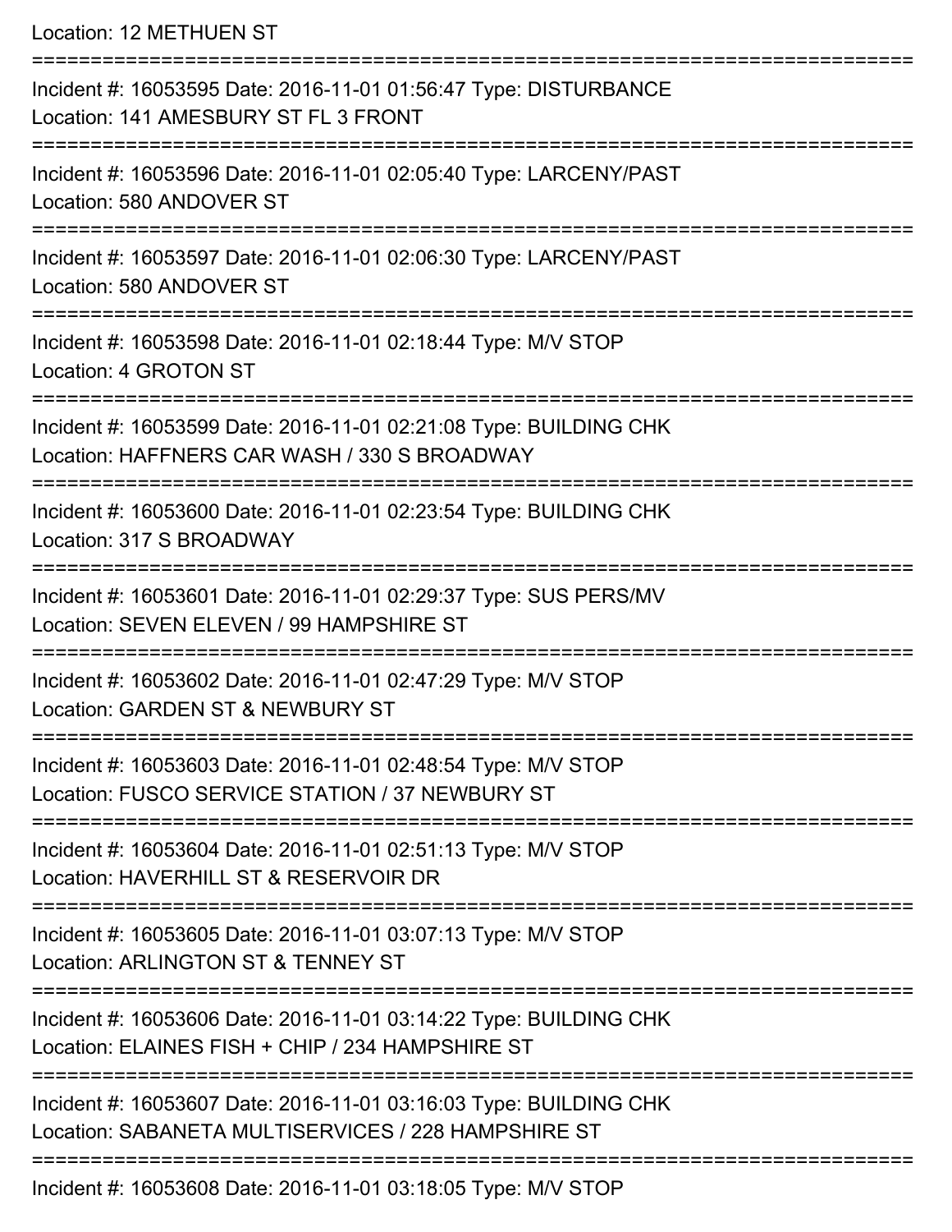Location: 12 METHUEN ST

===========================================================================

Incident #: 16053595 Date: 2016-11-01 01:56:47 Type: DISTURBANCE
Location: 141 AMESBURY ST FL 3 FRONT

===========================================================================

Incident #: 16053596 Date: 2016-11-01 02:05:40 Type: LARCENY/PAST
Location: 580 ANDOVER ST

===========================================================================

Incident #: 16053597 Date: 2016-11-01 02:06:30 Type: LARCENY/PAST
Location: 580 ANDOVER ST

===========================================================================

Incident #: 16053598 Date: 2016-11-01 02:18:44 Type: M/V STOP
Location: 4 GROTON ST

===========================================================================

Incident #: 16053599 Date: 2016-11-01 02:21:08 Type: BUILDING CHK
Location: HAFFNERS CAR WASH / 330 S BROADWAY

===========================================================================

Incident #: 16053600 Date: 2016-11-01 02:23:54 Type: BUILDING CHK
Location: 317 S BROADWAY

===========================================================================

Incident #: 16053601 Date: 2016-11-01 02:29:37 Type: SUS PERS/MV
Location: SEVEN ELEVEN / 99 HAMPSHIRE ST

===========================================================================

Incident #: 16053602 Date: 2016-11-01 02:47:29 Type: M/V STOP
Location: GARDEN ST & NEWBURY ST

===========================================================================

Incident #: 16053603 Date: 2016-11-01 02:48:54 Type: M/V STOP
Location: FUSCO SERVICE STATION / 37 NEWBURY ST

===========================================================================

Incident #: 16053604 Date: 2016-11-01 02:51:13 Type: M/V STOP
Location: HAVERHILL ST & RESERVOIR DR

===========================================================================

Incident #: 16053605 Date: 2016-11-01 03:07:13 Type: M/V STOP
Location: ARLINGTON ST & TENNEY ST

===========================================================================

Incident #: 16053606 Date: 2016-11-01 03:14:22 Type: BUILDING CHK
Location: ELAINES FISH + CHIP / 234 HAMPSHIRE ST

===========================================================================

Incident #: 16053607 Date: 2016-11-01 03:16:03 Type: BUILDING CHK
Location: SABANETA MULTISERVICES / 228 HAMPSHIRE ST

===========================================================================

Incident #: 16053608 Date: 2016-11-01 03:18:05 Type: M/V STOP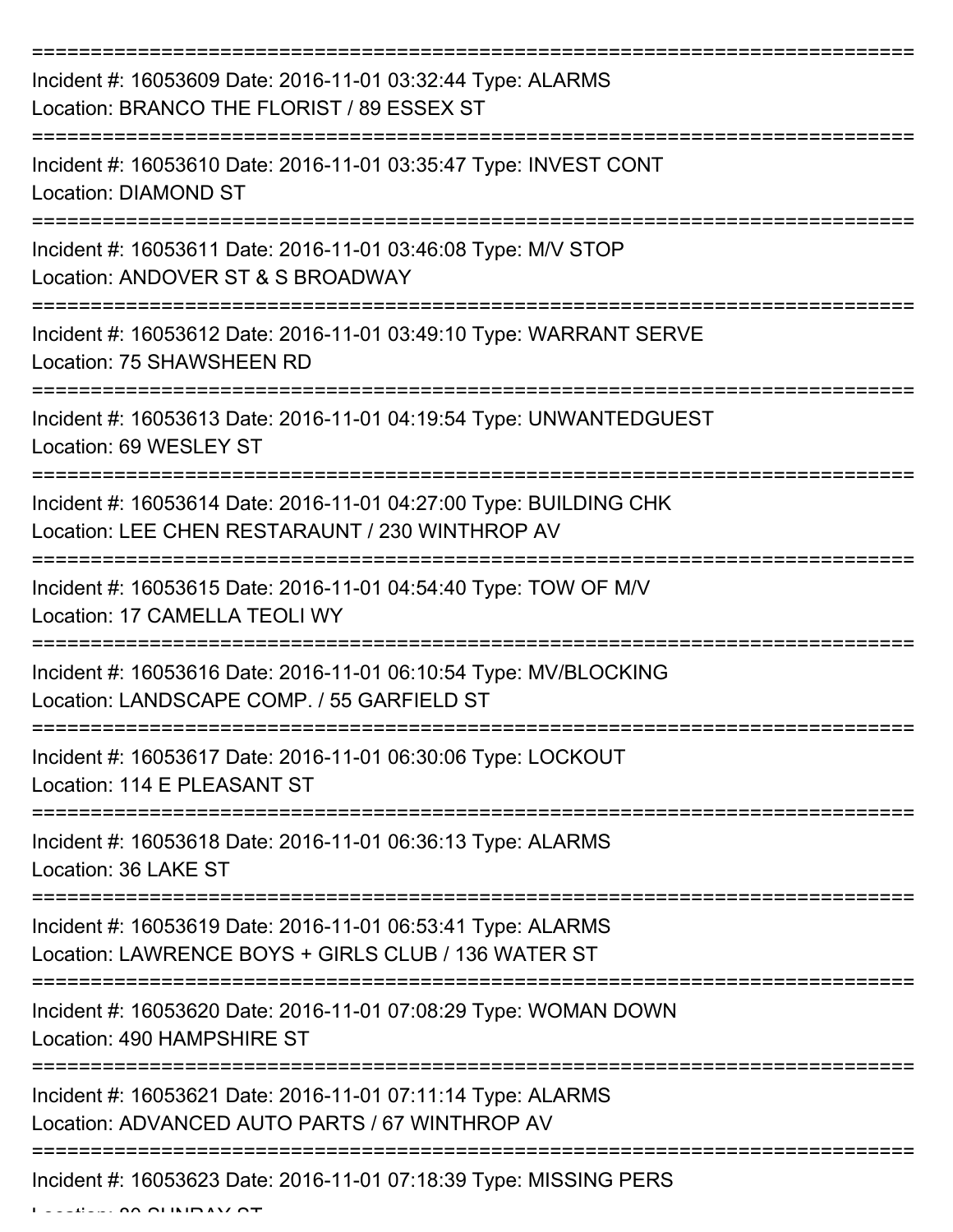===========================================================================

Incident #: 16053609 Date: 2016-11-01 03:32:44 Type: ALARMS
Location: BRANCO THE FLORIST / 89 ESSEX ST

===========================================================================

Incident #: 16053610 Date: 2016-11-01 03:35:47 Type: INVEST CONT
Location: DIAMOND ST

===========================================================================

Incident #: 16053611 Date: 2016-11-01 03:46:08 Type: M/V STOP
Location: ANDOVER ST & S BROADWAY

===========================================================================

Incident #: 16053612 Date: 2016-11-01 03:49:10 Type: WARRANT SERVE
Location: 75 SHAWSHEEN RD

===========================================================================

Incident #: 16053613 Date: 2016-11-01 04:19:54 Type: UNWANTEDGUEST
Location: 69 WESLEY ST

===========================================================================

Incident #: 16053614 Date: 2016-11-01 04:27:00 Type: BUILDING CHK
Location: LEE CHEN RESTARAUNT / 230 WINTHROP AV

===========================================================================

Incident #: 16053615 Date: 2016-11-01 04:54:40 Type: TOW OF M/V
Location: 17 CAMELLA TEOLI WY

===========================================================================

Incident #: 16053616 Date: 2016-11-01 06:10:54 Type: MV/BLOCKING
Location: LANDSCAPE COMP. / 55 GARFIELD ST

===========================================================================

Incident #: 16053617 Date: 2016-11-01 06:30:06 Type: LOCKOUT
Location: 114 E PLEASANT ST

===========================================================================

Incident #: 16053618 Date: 2016-11-01 06:36:13 Type: ALARMS
Location: 36 LAKE ST

===========================================================================

Incident #: 16053619 Date: 2016-11-01 06:53:41 Type: ALARMS
Location: LAWRENCE BOYS + GIRLS CLUB / 136 WATER ST

===========================================================================

Incident #: 16053620 Date: 2016-11-01 07:08:29 Type: WOMAN DOWN
Location: 490 HAMPSHIRE ST

===========================================================================

Incident #: 16053621 Date: 2016-11-01 07:11:14 Type: ALARMS
Location: ADVANCED AUTO PARTS / 67 WINTHROP AV

===========================================================================

Incident #: 16053623 Date: 2016-11-01 07:18:39 Type: MISSING PERS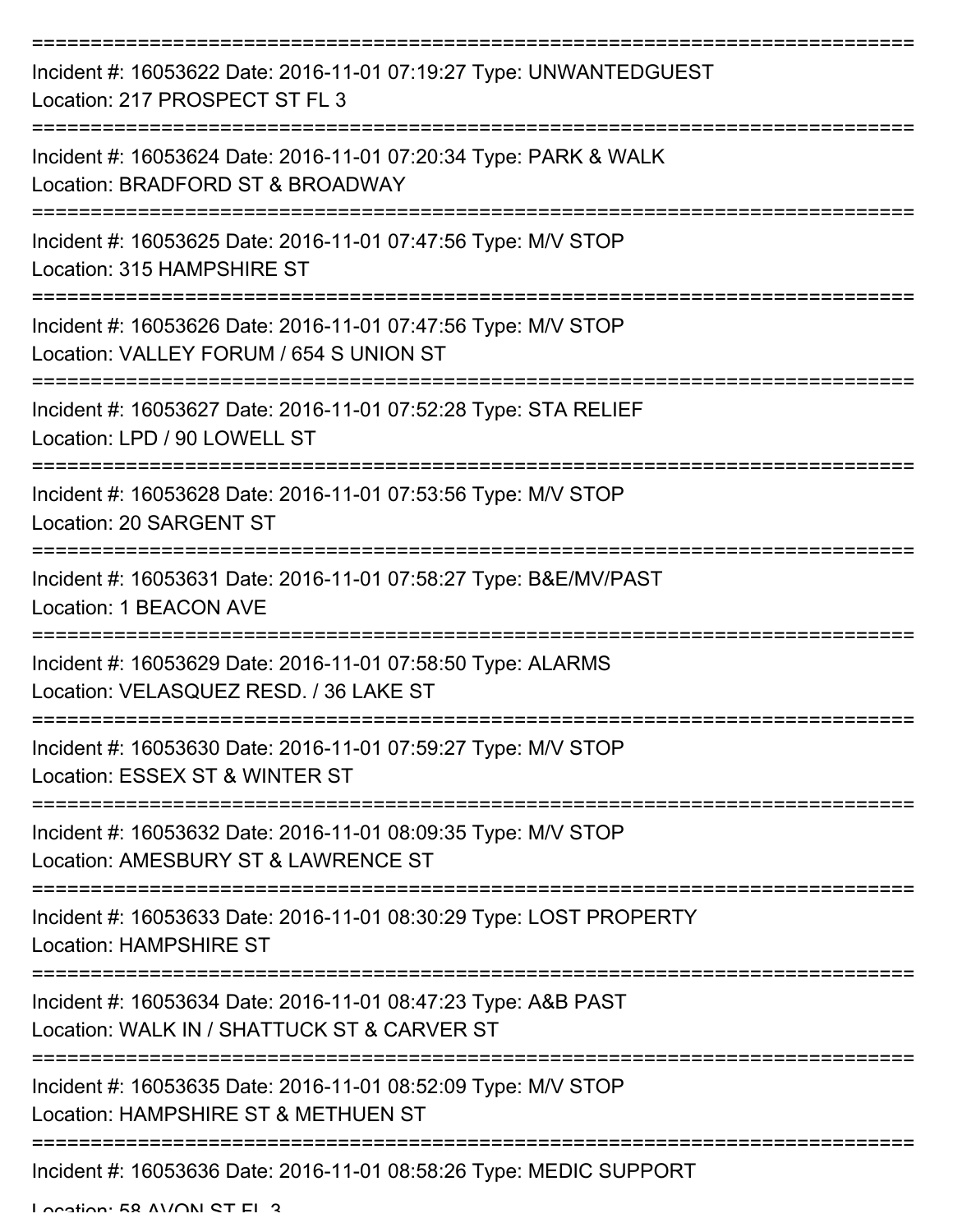Incident #: 16053622 Date: 2016-11-01 07:19:27 Type: UNWANTEDGUEST
Location: 217 PROSPECT ST FL 3

Incident #: 16053624 Date: 2016-11-01 07:20:34 Type: PARK & WALK
Location: BRADFORD ST & BROADWAY

Incident #: 16053625 Date: 2016-11-01 07:47:56 Type: M/V STOP
Location: 315 HAMPSHIRE ST

Incident #: 16053626 Date: 2016-11-01 07:47:56 Type: M/V STOP
Location: VALLEY FORUM / 654 S UNION ST

Incident #: 16053627 Date: 2016-11-01 07:52:28 Type: STA RELIEF
Location: LPD / 90 LOWELL ST

Incident #: 16053628 Date: 2016-11-01 07:53:56 Type: M/V STOP
Location: 20 SARGENT ST

Incident #: 16053631 Date: 2016-11-01 07:58:27 Type: B&E/MV/PAST
Location: 1 BEACON AVE

Incident #: 16053629 Date: 2016-11-01 07:58:50 Type: ALARMS
Location: VELASQUEZ RESD. / 36 LAKE ST

Incident #: 16053630 Date: 2016-11-01 07:59:27 Type: M/V STOP
Location: ESSEX ST & WINTER ST

Incident #: 16053632 Date: 2016-11-01 08:09:35 Type: M/V STOP
Location: AMESBURY ST & LAWRENCE ST

Incident #: 16053633 Date: 2016-11-01 08:30:29 Type: LOST PROPERTY
Location: HAMPSHIRE ST

Incident #: 16053634 Date: 2016-11-01 08:47:23 Type: A&B PAST
Location: WALK IN / SHATTUCK ST & CARVER ST

Incident #: 16053635 Date: 2016-11-01 08:52:09 Type: M/V STOP
Location: HAMPSHIRE ST & METHUEN ST

Incident #: 16053636 Date: 2016-11-01 08:58:26 Type: MEDIC SUPPORT
Location: 58 AVON ST FL 3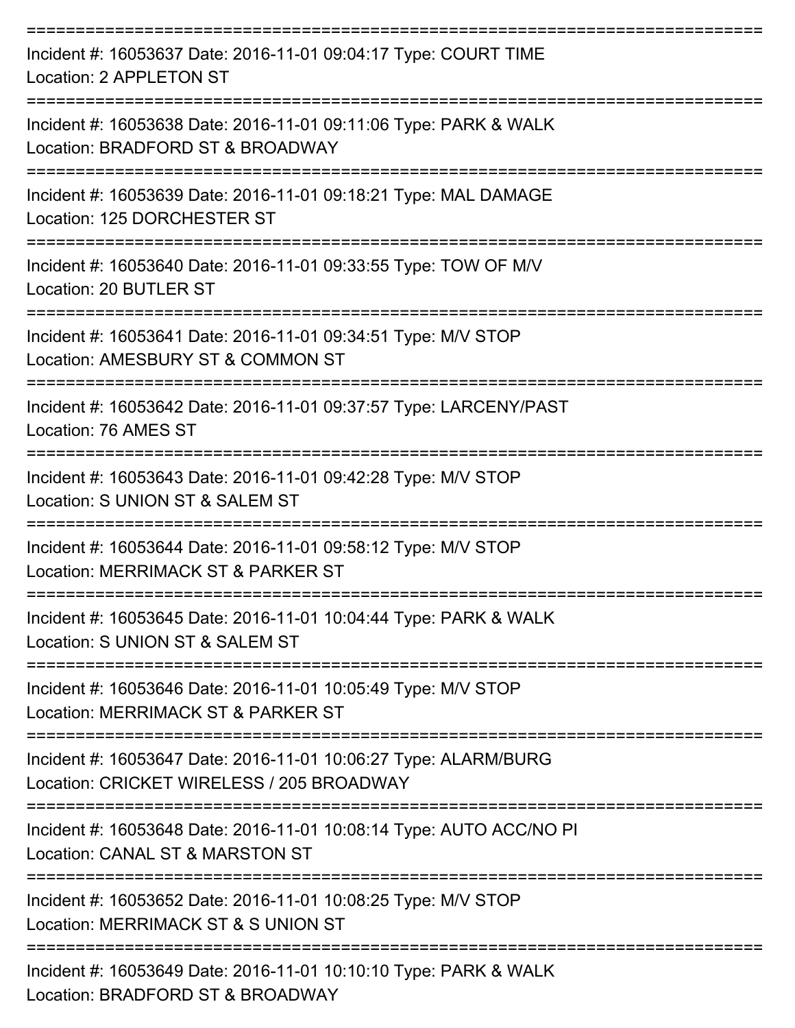===========================================================================
Incident #: 16053637 Date: 2016-11-01 09:04:17 Type: COURT TIME
Location: 2 APPLETON ST
===========================================================================
Incident #: 16053638 Date: 2016-11-01 09:11:06 Type: PARK & WALK
Location: BRADFORD ST & BROADWAY
===========================================================================
Incident #: 16053639 Date: 2016-11-01 09:18:21 Type: MAL DAMAGE
Location: 125 DORCHESTER ST
===========================================================================
Incident #: 16053640 Date: 2016-11-01 09:33:55 Type: TOW OF M/V
Location: 20 BUTLER ST
===========================================================================
Incident #: 16053641 Date: 2016-11-01 09:34:51 Type: M/V STOP
Location: AMESBURY ST & COMMON ST
===========================================================================
Incident #: 16053642 Date: 2016-11-01 09:37:57 Type: LARCENY/PAST
Location: 76 AMES ST
===========================================================================
Incident #: 16053643 Date: 2016-11-01 09:42:28 Type: M/V STOP
Location: S UNION ST & SALEM ST
===========================================================================
Incident #: 16053644 Date: 2016-11-01 09:58:12 Type: M/V STOP
Location: MERRIMACK ST & PARKER ST
===========================================================================
Incident #: 16053645 Date: 2016-11-01 10:04:44 Type: PARK & WALK
Location: S UNION ST & SALEM ST
===========================================================================
Incident #: 16053646 Date: 2016-11-01 10:05:49 Type: M/V STOP
Location: MERRIMACK ST & PARKER ST
===========================================================================
Incident #: 16053647 Date: 2016-11-01 10:06:27 Type: ALARM/BURG
Location: CRICKET WIRELESS / 205 BROADWAY
===========================================================================
Incident #: 16053648 Date: 2016-11-01 10:08:14 Type: AUTO ACC/NO PI
Location: CANAL ST & MARSTON ST
===========================================================================
Incident #: 16053652 Date: 2016-11-01 10:08:25 Type: M/V STOP
Location: MERRIMACK ST & S UNION ST
===========================================================================
Incident #: 16053649 Date: 2016-11-01 10:10:10 Type: PARK & WALK
Location: BRADFORD ST & BROADWAY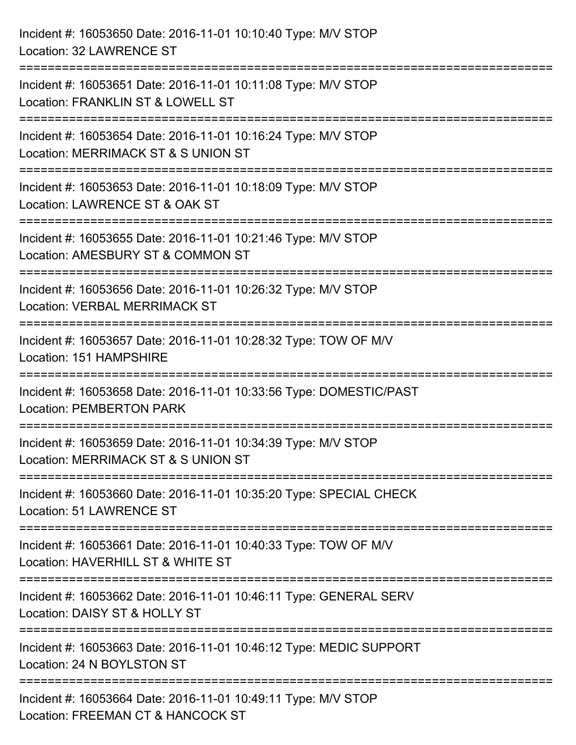Incident #: 16053650 Date: 2016-11-01 10:10:40 Type: M/V STOP
Location: 32 LAWRENCE ST

===========================================================================

Incident #: 16053651 Date: 2016-11-01 10:11:08 Type: M/V STOP
Location: FRANKLIN ST & LOWELL ST

===========================================================================

Incident #: 16053654 Date: 2016-11-01 10:16:24 Type: M/V STOP
Location: MERRIMACK ST & S UNION ST

===========================================================================

Incident #: 16053653 Date: 2016-11-01 10:18:09 Type: M/V STOP
Location: LAWRENCE ST & OAK ST

===========================================================================

Incident #: 16053655 Date: 2016-11-01 10:21:46 Type: M/V STOP
Location: AMESBURY ST & COMMON ST

===========================================================================

Incident #: 16053656 Date: 2016-11-01 10:26:32 Type: M/V STOP
Location: VERBAL MERRIMACK ST

===========================================================================

Incident #: 16053657 Date: 2016-11-01 10:28:32 Type: TOW OF M/V
Location: 151 HAMPSHIRE

===========================================================================

Incident #: 16053658 Date: 2016-11-01 10:33:56 Type: DOMESTIC/PAST
Location: PEMBERTON PARK

===========================================================================

Incident #: 16053659 Date: 2016-11-01 10:34:39 Type: M/V STOP
Location: MERRIMACK ST & S UNION ST

===========================================================================

Incident #: 16053660 Date: 2016-11-01 10:35:20 Type: SPECIAL CHECK
Location: 51 LAWRENCE ST

===========================================================================

Incident #: 16053661 Date: 2016-11-01 10:40:33 Type: TOW OF M/V
Location: HAVERHILL ST & WHITE ST

===========================================================================

Incident #: 16053662 Date: 2016-11-01 10:46:11 Type: GENERAL SERV
Location: DAISY ST & HOLLY ST

===========================================================================

Incident #: 16053663 Date: 2016-11-01 10:46:12 Type: MEDIC SUPPORT
Location: 24 N BOYLSTON ST

===========================================================================

Incident #: 16053664 Date: 2016-11-01 10:49:11 Type: M/V STOP
Location: FREEMAN CT & HANCOCK ST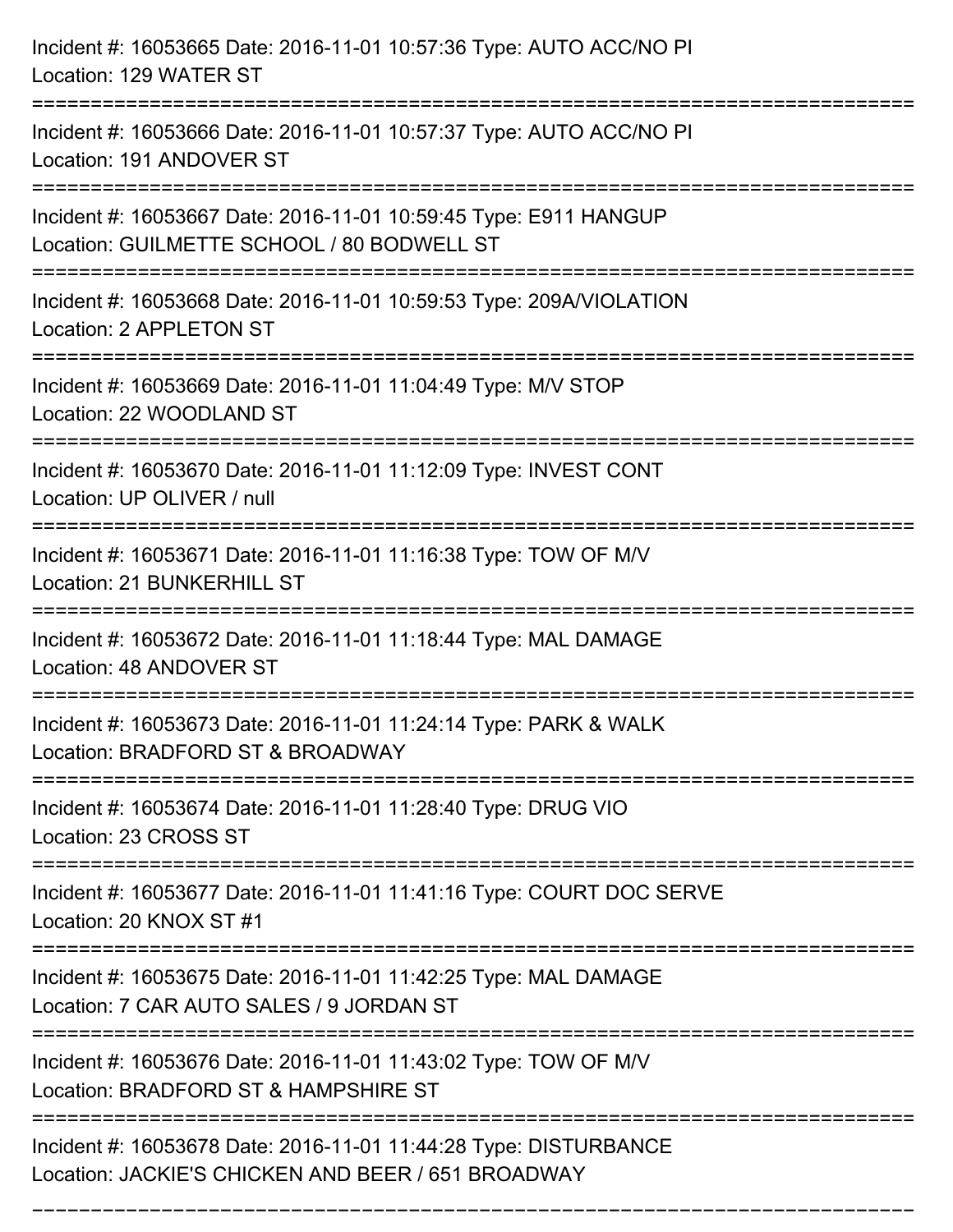Incident #: 16053665 Date: 2016-11-01 10:57:36 Type: AUTO ACC/NO PI
Location: 129 WATER ST

===========================================================================

Incident #: 16053666 Date: 2016-11-01 10:57:37 Type: AUTO ACC/NO PI
Location: 191 ANDOVER ST

===========================================================================

Incident #: 16053667 Date: 2016-11-01 10:59:45 Type: E911 HANGUP
Location: GUILMETTE SCHOOL / 80 BODWELL ST

===========================================================================

Incident #: 16053668 Date: 2016-11-01 10:59:53 Type: 209A/VIOLATION
Location: 2 APPLETON ST

===========================================================================

Incident #: 16053669 Date: 2016-11-01 11:04:49 Type: M/V STOP
Location: 22 WOODLAND ST

===========================================================================

Incident #: 16053670 Date: 2016-11-01 11:12:09 Type: INVEST CONT
Location: UP OLIVER / null

===========================================================================

Incident #: 16053671 Date: 2016-11-01 11:16:38 Type: TOW OF M/V
Location: 21 BUNKERHILL ST

===========================================================================

Incident #: 16053672 Date: 2016-11-01 11:18:44 Type: MAL DAMAGE
Location: 48 ANDOVER ST

===========================================================================

Incident #: 16053673 Date: 2016-11-01 11:24:14 Type: PARK & WALK
Location: BRADFORD ST & BROADWAY

===========================================================================

Incident #: 16053674 Date: 2016-11-01 11:28:40 Type: DRUG VIO
Location: 23 CROSS ST

===========================================================================

Incident #: 16053677 Date: 2016-11-01 11:41:16 Type: COURT DOC SERVE
Location: 20 KNOX ST #1

===========================================================================

Incident #: 16053675 Date: 2016-11-01 11:42:25 Type: MAL DAMAGE
Location: 7 CAR AUTO SALES / 9 JORDAN ST

===========================================================================

Incident #: 16053676 Date: 2016-11-01 11:43:02 Type: TOW OF M/V
Location: BRADFORD ST & HAMPSHIRE ST

===========================================================================

Incident #: 16053678 Date: 2016-11-01 11:44:28 Type: DISTURBANCE
Location: JACKIE'S CHICKEN AND BEER / 651 BROADWAY

===========================================================================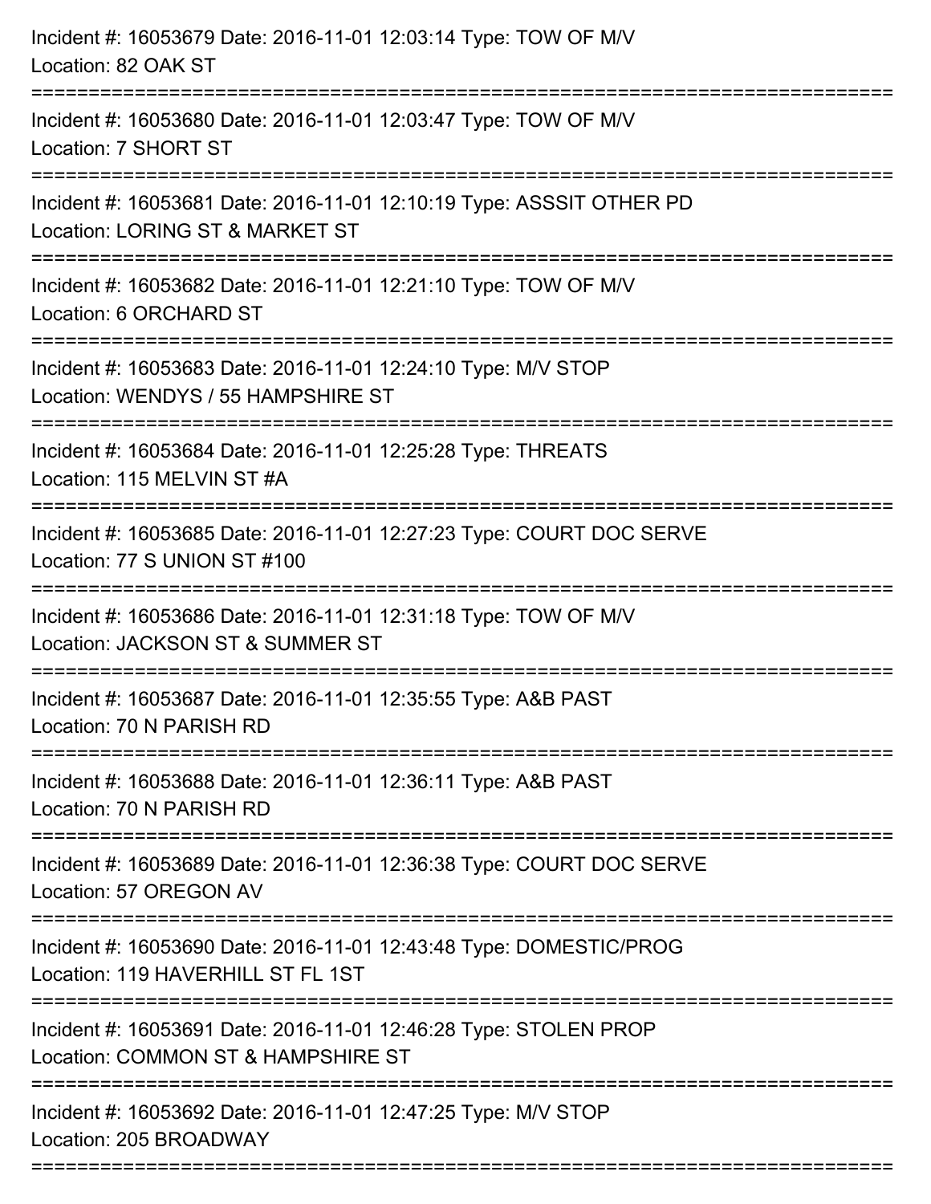Incident #: 16053679 Date: 2016-11-01 12:03:14 Type: TOW OF M/V
Location: 82 OAK ST

===========================================================================

Incident #: 16053680 Date: 2016-11-01 12:03:47 Type: TOW OF M/V
Location: 7 SHORT ST

===========================================================================

Incident #: 16053681 Date: 2016-11-01 12:10:19 Type: ASSSIT OTHER PD
Location: LORING ST & MARKET ST

===========================================================================

Incident #: 16053682 Date: 2016-11-01 12:21:10 Type: TOW OF M/V
Location: 6 ORCHARD ST

===========================================================================

Incident #: 16053683 Date: 2016-11-01 12:24:10 Type: M/V STOP
Location: WENDYS / 55 HAMPSHIRE ST

===========================================================================

Incident #: 16053684 Date: 2016-11-01 12:25:28 Type: THREATS
Location: 115 MELVIN ST #A

===========================================================================

Incident #: 16053685 Date: 2016-11-01 12:27:23 Type: COURT DOC SERVE
Location: 77 S UNION ST #100

===========================================================================

Incident #: 16053686 Date: 2016-11-01 12:31:18 Type: TOW OF M/V
Location: JACKSON ST & SUMMER ST

===========================================================================

Incident #: 16053687 Date: 2016-11-01 12:35:55 Type: A&B PAST
Location: 70 N PARISH RD

===========================================================================

Incident #: 16053688 Date: 2016-11-01 12:36:11 Type: A&B PAST
Location: 70 N PARISH RD

===========================================================================

Incident #: 16053689 Date: 2016-11-01 12:36:38 Type: COURT DOC SERVE
Location: 57 OREGON AV

===========================================================================

Incident #: 16053690 Date: 2016-11-01 12:43:48 Type: DOMESTIC/PROG
Location: 119 HAVERHILL ST FL 1ST

===========================================================================

Incident #: 16053691 Date: 2016-11-01 12:46:28 Type: STOLEN PROP
Location: COMMON ST & HAMPSHIRE ST

===========================================================================

Incident #: 16053692 Date: 2016-11-01 12:47:25 Type: M/V STOP
Location: 205 BROADWAY

===========================================================================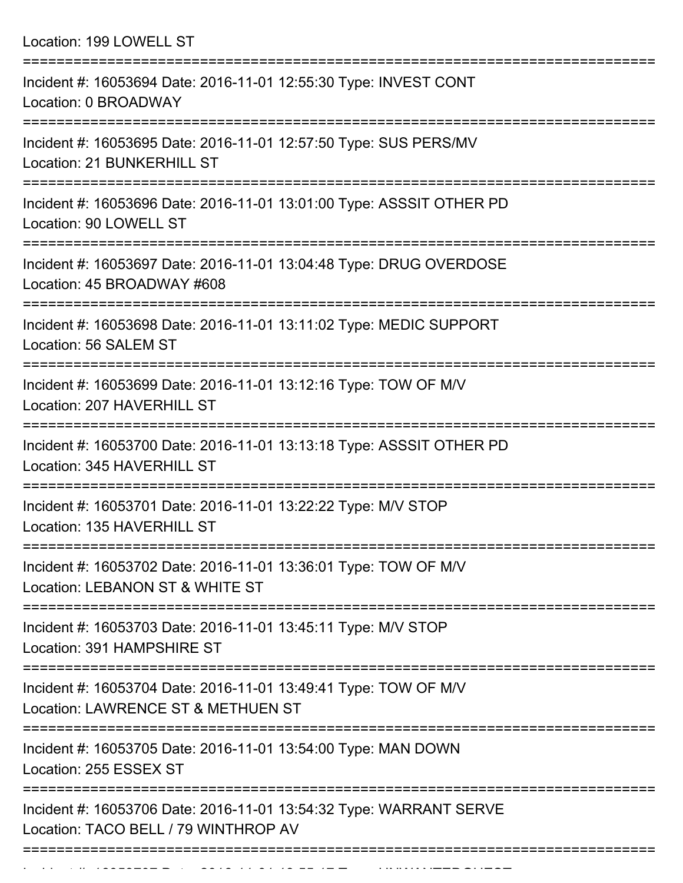Location: 199 LOWELL ST

===========================================================================

Incident #: 16053694 Date: 2016-11-01 12:55:30 Type: INVEST CONT
Location: 0 BROADWAY

===========================================================================

Incident #: 16053695 Date: 2016-11-01 12:57:50 Type: SUS PERS/MV
Location: 21 BUNKERHILL ST

===========================================================================

Incident #: 16053696 Date: 2016-11-01 13:01:00 Type: ASSSIT OTHER PD
Location: 90 LOWELL ST

===========================================================================

Incident #: 16053697 Date: 2016-11-01 13:04:48 Type: DRUG OVERDOSE
Location: 45 BROADWAY #608

===========================================================================

Incident #: 16053698 Date: 2016-11-01 13:11:02 Type: MEDIC SUPPORT
Location: 56 SALEM ST

===========================================================================

Incident #: 16053699 Date: 2016-11-01 13:12:16 Type: TOW OF M/V
Location: 207 HAVERHILL ST

===========================================================================

Incident #: 16053700 Date: 2016-11-01 13:13:18 Type: ASSSIT OTHER PD
Location: 345 HAVERHILL ST

===========================================================================

Incident #: 16053701 Date: 2016-11-01 13:22:22 Type: M/V STOP
Location: 135 HAVERHILL ST

===========================================================================

Incident #: 16053702 Date: 2016-11-01 13:36:01 Type: TOW OF M/V
Location: LEBANON ST & WHITE ST

===========================================================================

Incident #: 16053703 Date: 2016-11-01 13:45:11 Type: M/V STOP
Location: 391 HAMPSHIRE ST

===========================================================================

Incident #: 16053704 Date: 2016-11-01 13:49:41 Type: TOW OF M/V
Location: LAWRENCE ST & METHUEN ST

===========================================================================

Incident #: 16053705 Date: 2016-11-01 13:54:00 Type: MAN DOWN
Location: 255 ESSEX ST

===========================================================================

Incident #: 16053706 Date: 2016-11-01 13:54:32 Type: WARRANT SERVE
Location: TACO BELL / 79 WINTHROP AV

===========================================================================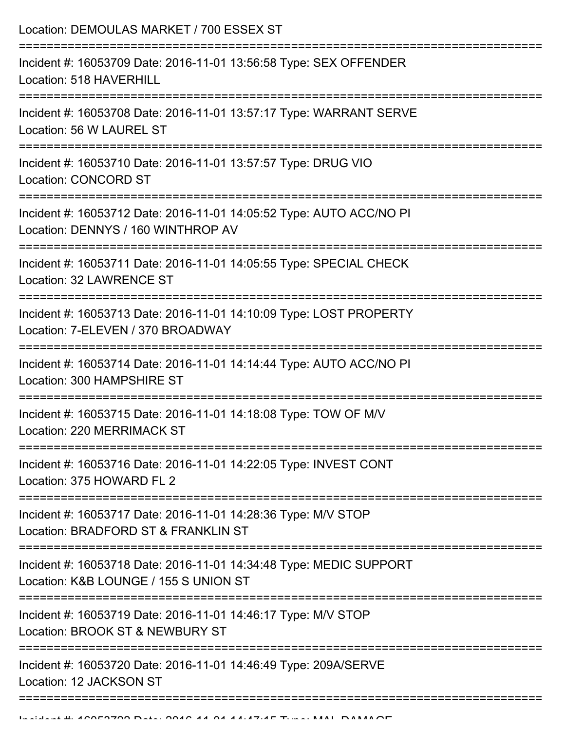Location: DEMOULAS MARKET / 700 ESSEX ST

===========================================================================

Incident #: 16053709 Date: 2016-11-01 13:56:58 Type: SEX OFFENDER
Location: 518 HAVERHILL

===========================================================================

Incident #: 16053708 Date: 2016-11-01 13:57:17 Type: WARRANT SERVE
Location: 56 W LAUREL ST

===========================================================================

Incident #: 16053710 Date: 2016-11-01 13:57:57 Type: DRUG VIO
Location: CONCORD ST

===========================================================================

Incident #: 16053712 Date: 2016-11-01 14:05:52 Type: AUTO ACC/NO PI
Location: DENNYS / 160 WINTHROP AV

===========================================================================

Incident #: 16053711 Date: 2016-11-01 14:05:55 Type: SPECIAL CHECK
Location: 32 LAWRENCE ST

===========================================================================

Incident #: 16053713 Date: 2016-11-01 14:10:09 Type: LOST PROPERTY
Location: 7-ELEVEN / 370 BROADWAY

===========================================================================

Incident #: 16053714 Date: 2016-11-01 14:14:44 Type: AUTO ACC/NO PI
Location: 300 HAMPSHIRE ST

===========================================================================

Incident #: 16053715 Date: 2016-11-01 14:18:08 Type: TOW OF M/V
Location: 220 MERRIMACK ST

===========================================================================

Incident #: 16053716 Date: 2016-11-01 14:22:05 Type: INVEST CONT
Location: 375 HOWARD FL 2

===========================================================================

Incident #: 16053717 Date: 2016-11-01 14:28:36 Type: M/V STOP
Location: BRADFORD ST & FRANKLIN ST

===========================================================================

Incident #: 16053718 Date: 2016-11-01 14:34:48 Type: MEDIC SUPPORT
Location: K&B LOUNGE / 155 S UNION ST

===========================================================================

Incident #: 16053719 Date: 2016-11-01 14:46:17 Type: M/V STOP
Location: BROOK ST & NEWBURY ST

===========================================================================

Incident #: 16053720 Date: 2016-11-01 14:46:49 Type: 209A/SERVE
Location: 12 JACKSON ST

===========================================================================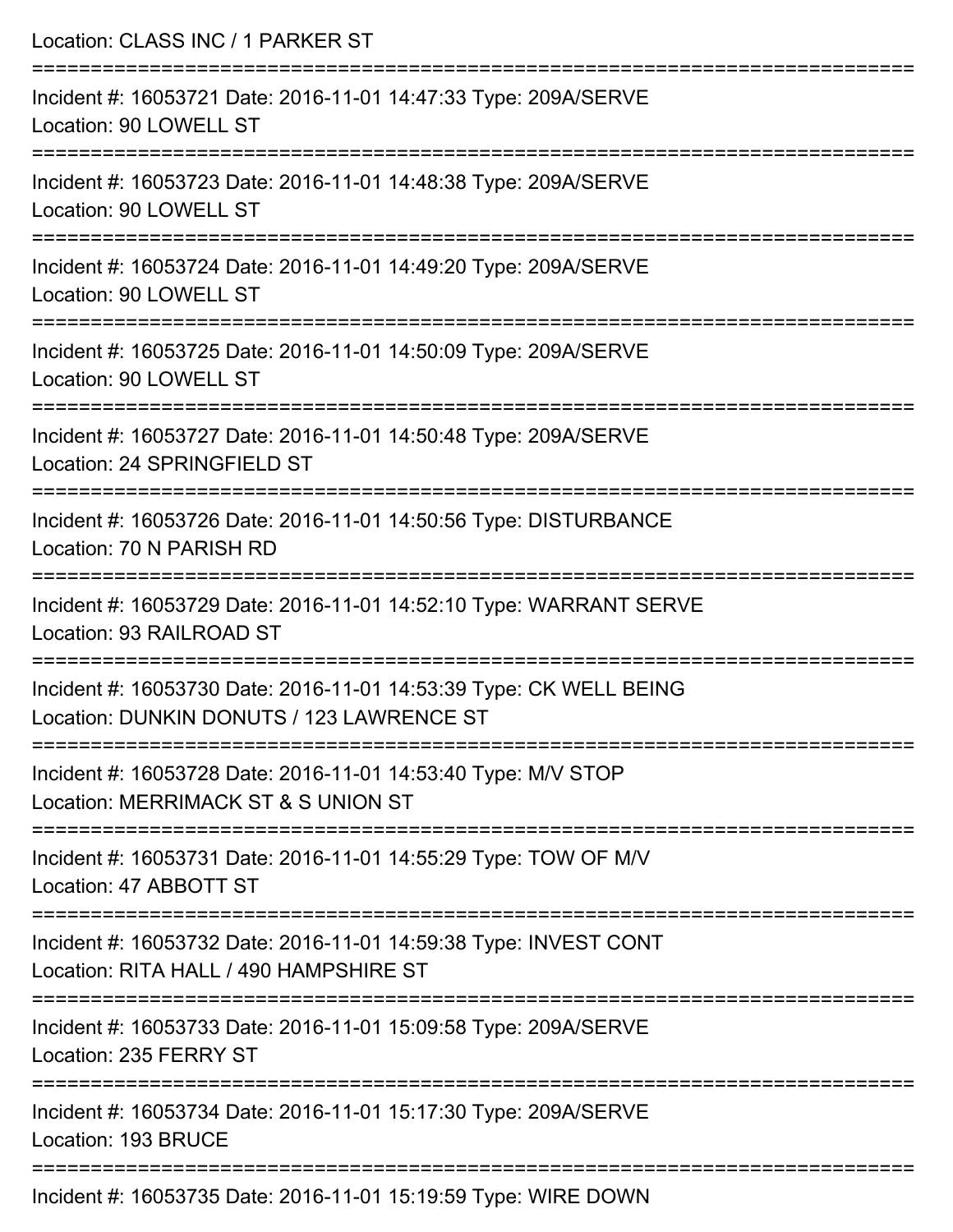Location: CLASS INC / 1 PARKER ST

===========================================================================

Incident #: 16053721 Date: 2016-11-01 14:47:33 Type: 209A/SERVE
Location: 90 LOWELL ST

===========================================================================

Incident #: 16053723 Date: 2016-11-01 14:48:38 Type: 209A/SERVE
Location: 90 LOWELL ST

===========================================================================

Incident #: 16053724 Date: 2016-11-01 14:49:20 Type: 209A/SERVE
Location: 90 LOWELL ST

===========================================================================

Incident #: 16053725 Date: 2016-11-01 14:50:09 Type: 209A/SERVE
Location: 90 LOWELL ST

===========================================================================

Incident #: 16053727 Date: 2016-11-01 14:50:48 Type: 209A/SERVE
Location: 24 SPRINGFIELD ST

===========================================================================

Incident #: 16053726 Date: 2016-11-01 14:50:56 Type: DISTURBANCE
Location: 70 N PARISH RD

===========================================================================

Incident #: 16053729 Date: 2016-11-01 14:52:10 Type: WARRANT SERVE
Location: 93 RAILROAD ST

===========================================================================

Incident #: 16053730 Date: 2016-11-01 14:53:39 Type: CK WELL BEING
Location: DUNKIN DONUTS / 123 LAWRENCE ST

===========================================================================

Incident #: 16053728 Date: 2016-11-01 14:53:40 Type: M/V STOP
Location: MERRIMACK ST & S UNION ST

===========================================================================

Incident #: 16053731 Date: 2016-11-01 14:55:29 Type: TOW OF M/V
Location: 47 ABBOTT ST

===========================================================================

Incident #: 16053732 Date: 2016-11-01 14:59:38 Type: INVEST CONT
Location: RITA HALL / 490 HAMPSHIRE ST

===========================================================================

Incident #: 16053733 Date: 2016-11-01 15:09:58 Type: 209A/SERVE
Location: 235 FERRY ST

===========================================================================

Incident #: 16053734 Date: 2016-11-01 15:17:30 Type: 209A/SERVE
Location: 193 BRUCE

===========================================================================

Incident #: 16053735 Date: 2016-11-01 15:19:59 Type: WIRE DOWN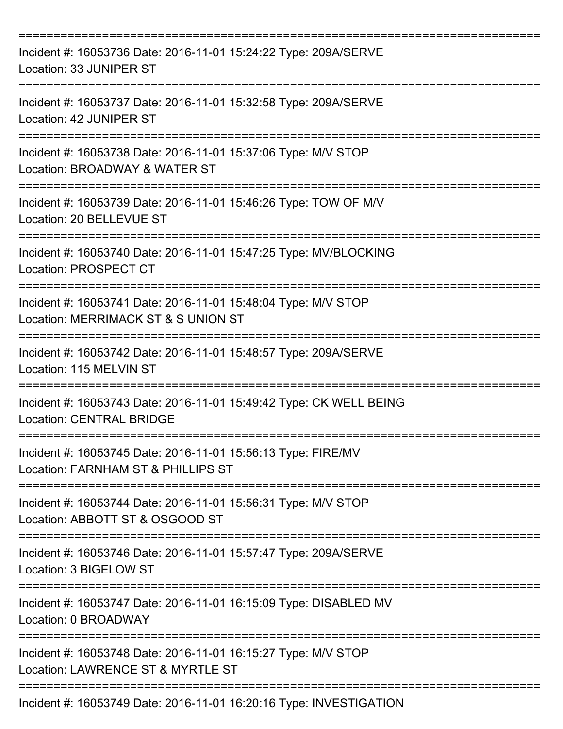===========================================================================

Incident #: 16053736 Date: 2016-11-01 15:24:22 Type: 209A/SERVE
Location: 33 JUNIPER ST

===========================================================================

Incident #: 16053737 Date: 2016-11-01 15:32:58 Type: 209A/SERVE
Location: 42 JUNIPER ST

===========================================================================

Incident #: 16053738 Date: 2016-11-01 15:37:06 Type: M/V STOP
Location: BROADWAY & WATER ST

===========================================================================

Incident #: 16053739 Date: 2016-11-01 15:46:26 Type: TOW OF M/V
Location: 20 BELLEVUE ST

===========================================================================

Incident #: 16053740 Date: 2016-11-01 15:47:25 Type: MV/BLOCKING
Location: PROSPECT CT

===========================================================================

Incident #: 16053741 Date: 2016-11-01 15:48:04 Type: M/V STOP
Location: MERRIMACK ST & S UNION ST

===========================================================================

Incident #: 16053742 Date: 2016-11-01 15:48:57 Type: 209A/SERVE
Location: 115 MELVIN ST

===========================================================================

Incident #: 16053743 Date: 2016-11-01 15:49:42 Type: CK WELL BEING
Location: CENTRAL BRIDGE

===========================================================================

Incident #: 16053745 Date: 2016-11-01 15:56:13 Type: FIRE/MV
Location: FARNHAM ST & PHILLIPS ST

===========================================================================

Incident #: 16053744 Date: 2016-11-01 15:56:31 Type: M/V STOP
Location: ABBOTT ST & OSGOOD ST

===========================================================================

Incident #: 16053746 Date: 2016-11-01 15:57:47 Type: 209A/SERVE
Location: 3 BIGELOW ST

===========================================================================

Incident #: 16053747 Date: 2016-11-01 16:15:09 Type: DISABLED MV
Location: 0 BROADWAY

===========================================================================

Incident #: 16053748 Date: 2016-11-01 16:15:27 Type: M/V STOP
Location: LAWRENCE ST & MYRTLE ST

===========================================================================

Incident #: 16053749 Date: 2016-11-01 16:20:16 Type: INVESTIGATION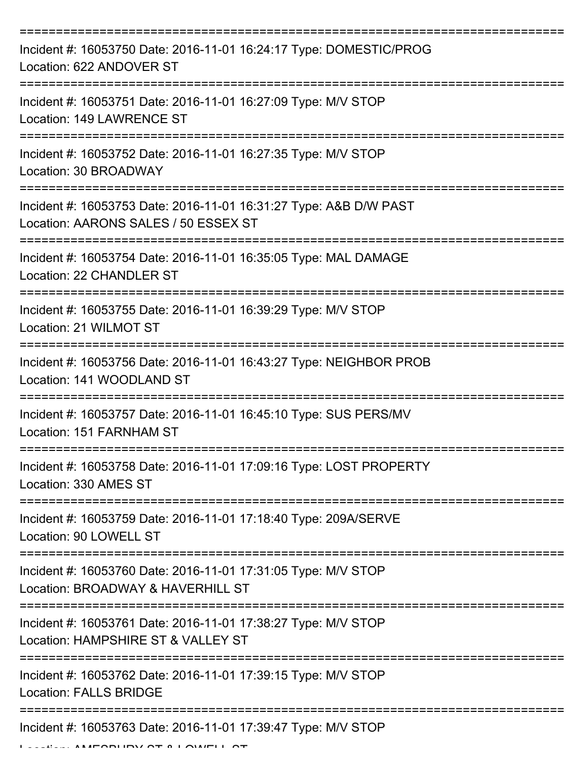===========================================================================

Incident #: 16053750 Date: 2016-11-01 16:24:17 Type: DOMESTIC/PROG
Location: 622 ANDOVER ST

===========================================================================

Incident #: 16053751 Date: 2016-11-01 16:27:09 Type: M/V STOP
Location: 149 LAWRENCE ST

===========================================================================

Incident #: 16053752 Date: 2016-11-01 16:27:35 Type: M/V STOP
Location: 30 BROADWAY

===========================================================================

Incident #: 16053753 Date: 2016-11-01 16:31:27 Type: A&B D/W PAST
Location: AARONS SALES / 50 ESSEX ST

===========================================================================

Incident #: 16053754 Date: 2016-11-01 16:35:05 Type: MAL DAMAGE
Location: 22 CHANDLER ST

===========================================================================

Incident #: 16053755 Date: 2016-11-01 16:39:29 Type: M/V STOP
Location: 21 WILMOT ST

===========================================================================

Incident #: 16053756 Date: 2016-11-01 16:43:27 Type: NEIGHBOR PROB
Location: 141 WOODLAND ST

===========================================================================

Incident #: 16053757 Date: 2016-11-01 16:45:10 Type: SUS PERS/MV
Location: 151 FARNHAM ST

===========================================================================

Incident #: 16053758 Date: 2016-11-01 17:09:16 Type: LOST PROPERTY
Location: 330 AMES ST

===========================================================================

Incident #: 16053759 Date: 2016-11-01 17:18:40 Type: 209A/SERVE
Location: 90 LOWELL ST

===========================================================================

Incident #: 16053760 Date: 2016-11-01 17:31:05 Type: M/V STOP
Location: BROADWAY & HAVERHILL ST

===========================================================================

Incident #: 16053761 Date: 2016-11-01 17:38:27 Type: M/V STOP
Location: HAMPSHIRE ST & VALLEY ST

===========================================================================

Incident #: 16053762 Date: 2016-11-01 17:39:15 Type: M/V STOP
Location: FALLS BRIDGE

===========================================================================

Incident #: 16053763 Date: 2016-11-01 17:39:47 Type: M/V STOP
Location: AMESBURY ST & LOWELL ST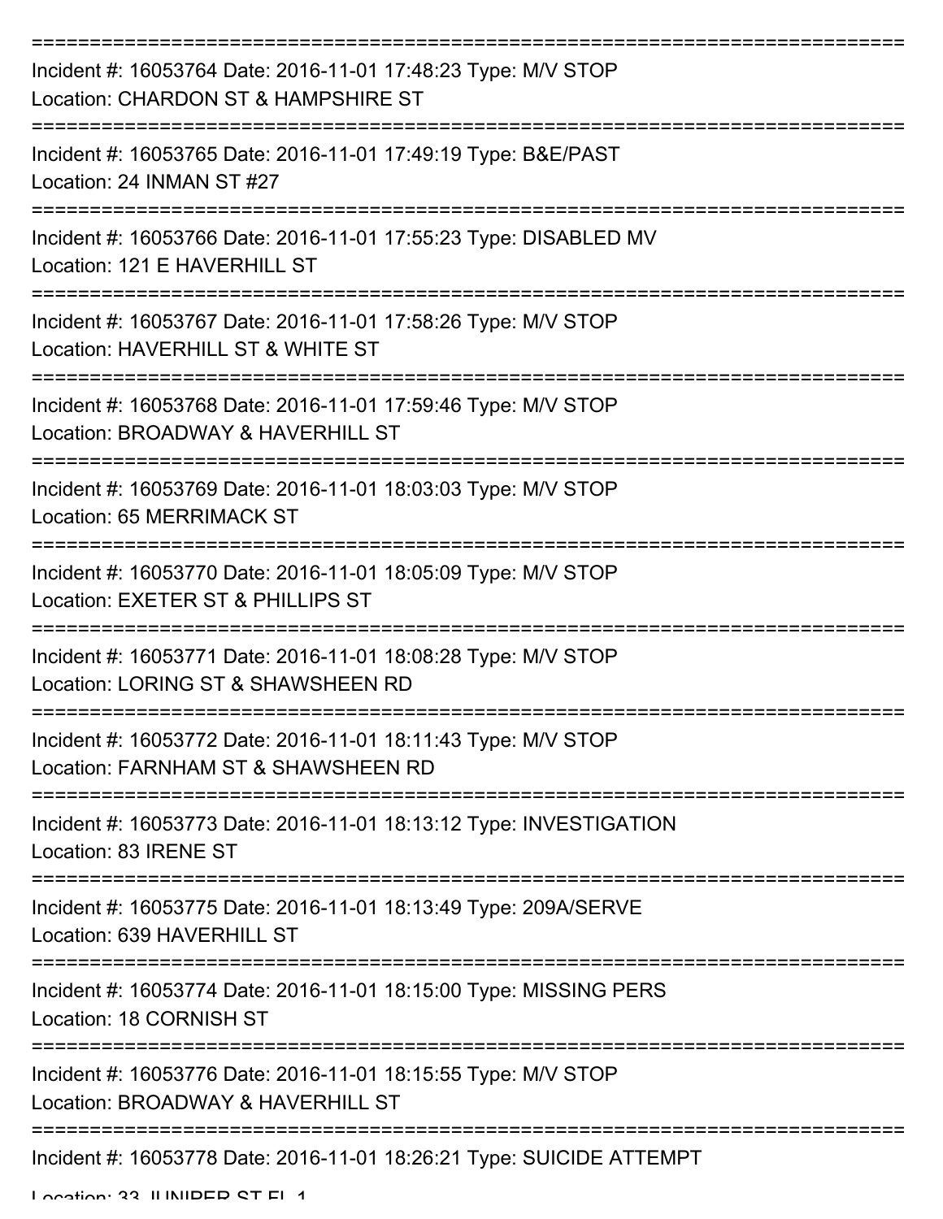Incident #: 16053764 Date: 2016-11-01 17:48:23 Type: M/V STOP
Location: CHARDON ST & HAMPSHIRE ST

Incident #: 16053765 Date: 2016-11-01 17:49:19 Type: B&E/PAST
Location: 24 INMAN ST #27

Incident #: 16053766 Date: 2016-11-01 17:55:23 Type: DISABLED MV
Location: 121 E HAVERHILL ST

Incident #: 16053767 Date: 2016-11-01 17:58:26 Type: M/V STOP
Location: HAVERHILL ST & WHITE ST

Incident #: 16053768 Date: 2016-11-01 17:59:46 Type: M/V STOP
Location: BROADWAY & HAVERHILL ST

Incident #: 16053769 Date: 2016-11-01 18:03:03 Type: M/V STOP
Location: 65 MERRIMACK ST

Incident #: 16053770 Date: 2016-11-01 18:05:09 Type: M/V STOP
Location: EXETER ST & PHILLIPS ST

Incident #: 16053771 Date: 2016-11-01 18:08:28 Type: M/V STOP
Location: LORING ST & SHAWSHEEN RD

Incident #: 16053772 Date: 2016-11-01 18:11:43 Type: M/V STOP
Location: FARNHAM ST & SHAWSHEEN RD

Incident #: 16053773 Date: 2016-11-01 18:13:12 Type: INVESTIGATION
Location: 83 IRENE ST

Incident #: 16053775 Date: 2016-11-01 18:13:49 Type: 209A/SERVE
Location: 639 HAVERHILL ST

Incident #: 16053774 Date: 2016-11-01 18:15:00 Type: MISSING PERS
Location: 18 CORNISH ST

Incident #: 16053776 Date: 2016-11-01 18:15:55 Type: M/V STOP
Location: BROADWAY & HAVERHILL ST

Incident #: 16053778 Date: 2016-11-01 18:26:21 Type: SUICIDE ATTEMPT
Location: 33 JUNIPER ST FL 1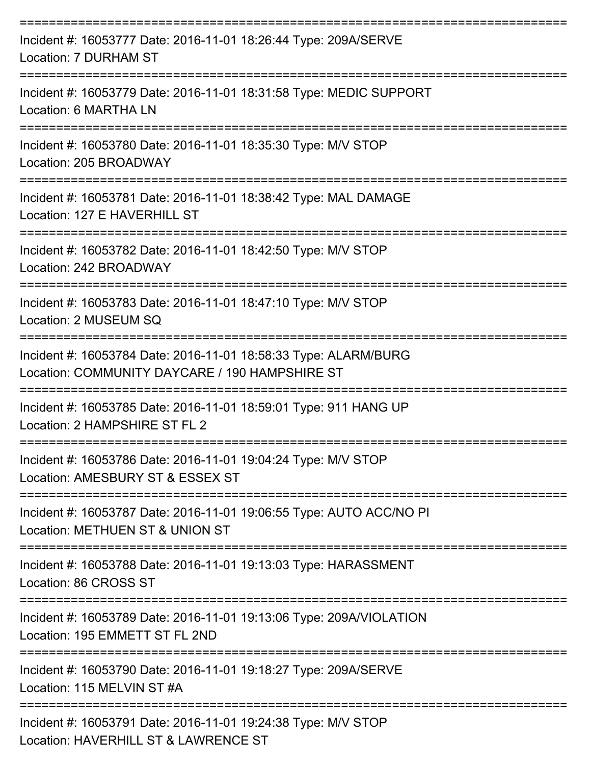===========================================================================

Incident #: 16053777 Date: 2016-11-01 18:26:44 Type: 209A/SERVE
Location: 7 DURHAM ST

===========================================================================

Incident #: 16053779 Date: 2016-11-01 18:31:58 Type: MEDIC SUPPORT
Location: 6 MARTHA LN

===========================================================================

Incident #: 16053780 Date: 2016-11-01 18:35:30 Type: M/V STOP
Location: 205 BROADWAY

===========================================================================

Incident #: 16053781 Date: 2016-11-01 18:38:42 Type: MAL DAMAGE
Location: 127 E HAVERHILL ST

===========================================================================

Incident #: 16053782 Date: 2016-11-01 18:42:50 Type: M/V STOP
Location: 242 BROADWAY

===========================================================================

Incident #: 16053783 Date: 2016-11-01 18:47:10 Type: M/V STOP
Location: 2 MUSEUM SQ

===========================================================================

Incident #: 16053784 Date: 2016-11-01 18:58:33 Type: ALARM/BURG
Location: COMMUNITY DAYCARE / 190 HAMPSHIRE ST

===========================================================================

Incident #: 16053785 Date: 2016-11-01 18:59:01 Type: 911 HANG UP
Location: 2 HAMPSHIRE ST FL 2

===========================================================================

Incident #: 16053786 Date: 2016-11-01 19:04:24 Type: M/V STOP
Location: AMESBURY ST & ESSEX ST

===========================================================================

Incident #: 16053787 Date: 2016-11-01 19:06:55 Type: AUTO ACC/NO PI
Location: METHUEN ST & UNION ST

===========================================================================

Incident #: 16053788 Date: 2016-11-01 19:13:03 Type: HARASSMENT
Location: 86 CROSS ST

===========================================================================

Incident #: 16053789 Date: 2016-11-01 19:13:06 Type: 209A/VIOLATION
Location: 195 EMMETT ST FL 2ND

===========================================================================

Incident #: 16053790 Date: 2016-11-01 19:18:27 Type: 209A/SERVE
Location: 115 MELVIN ST #A

===========================================================================

Incident #: 16053791 Date: 2016-11-01 19:24:38 Type: M/V STOP
Location: HAVERHILL ST & LAWRENCE ST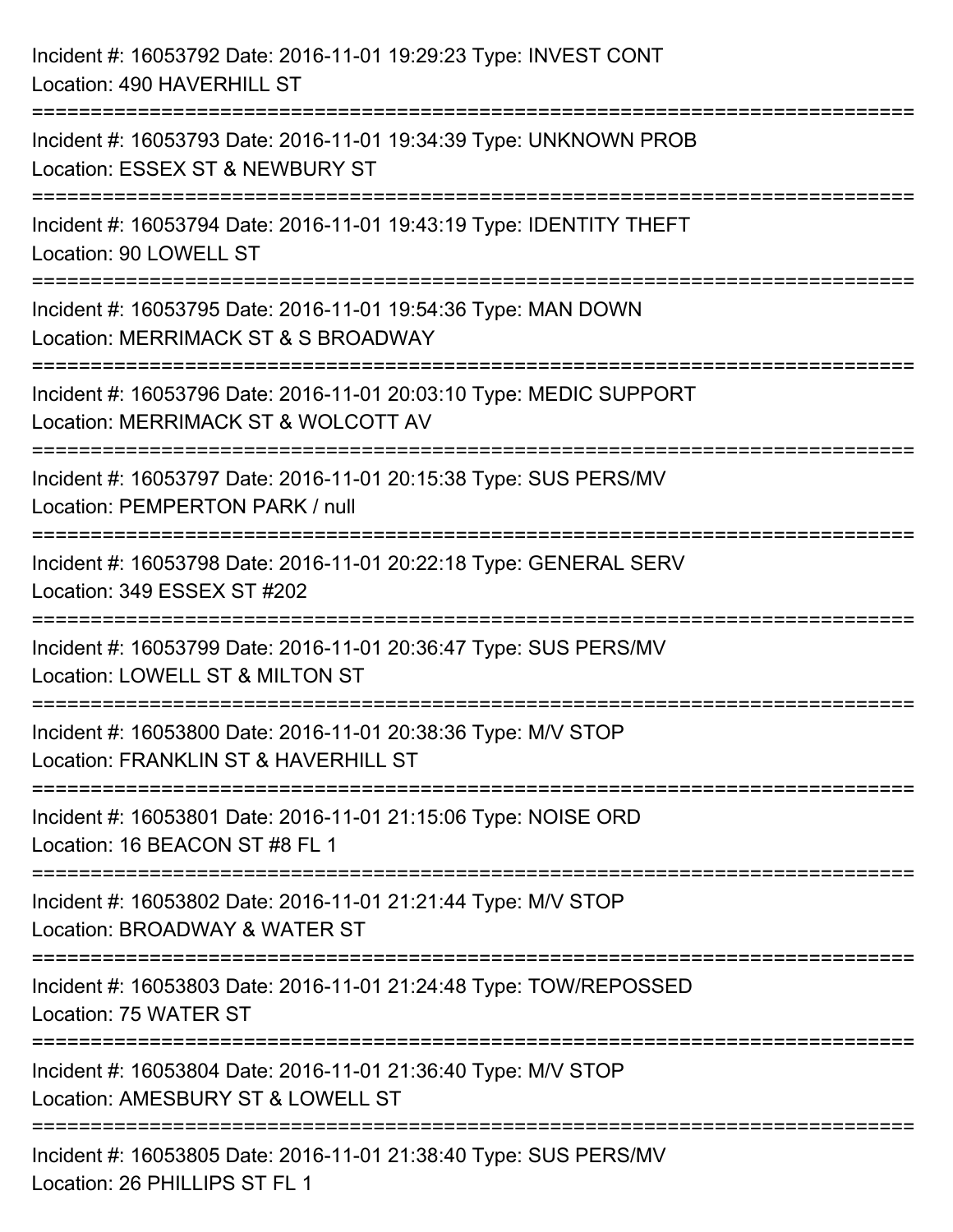Incident #: 16053792 Date: 2016-11-01 19:29:23 Type: INVEST CONT
Location: 490 HAVERHILL ST

===========================================================================

Incident #: 16053793 Date: 2016-11-01 19:34:39 Type: UNKNOWN PROB
Location: ESSEX ST & NEWBURY ST

===========================================================================

Incident #: 16053794 Date: 2016-11-01 19:43:19 Type: IDENTITY THEFT
Location: 90 LOWELL ST

===========================================================================

Incident #: 16053795 Date: 2016-11-01 19:54:36 Type: MAN DOWN
Location: MERRIMACK ST & S BROADWAY

===========================================================================

Incident #: 16053796 Date: 2016-11-01 20:03:10 Type: MEDIC SUPPORT
Location: MERRIMACK ST & WOLCOTT AV

===========================================================================

Incident #: 16053797 Date: 2016-11-01 20:15:38 Type: SUS PERS/MV
Location: PEMPERTON PARK / null

===========================================================================

Incident #: 16053798 Date: 2016-11-01 20:22:18 Type: GENERAL SERV
Location: 349 ESSEX ST #202

===========================================================================

Incident #: 16053799 Date: 2016-11-01 20:36:47 Type: SUS PERS/MV
Location: LOWELL ST & MILTON ST

===========================================================================

Incident #: 16053800 Date: 2016-11-01 20:38:36 Type: M/V STOP
Location: FRANKLIN ST & HAVERHILL ST

===========================================================================

Incident #: 16053801 Date: 2016-11-01 21:15:06 Type: NOISE ORD
Location: 16 BEACON ST #8 FL 1

===========================================================================

Incident #: 16053802 Date: 2016-11-01 21:21:44 Type: M/V STOP
Location: BROADWAY & WATER ST

===========================================================================

Incident #: 16053803 Date: 2016-11-01 21:24:48 Type: TOW/REPOSSED
Location: 75 WATER ST

===========================================================================

Incident #: 16053804 Date: 2016-11-01 21:36:40 Type: M/V STOP
Location: AMESBURY ST & LOWELL ST

===========================================================================

Incident #: 16053805 Date: 2016-11-01 21:38:40 Type: SUS PERS/MV
Location: 26 PHILLIPS ST FL 1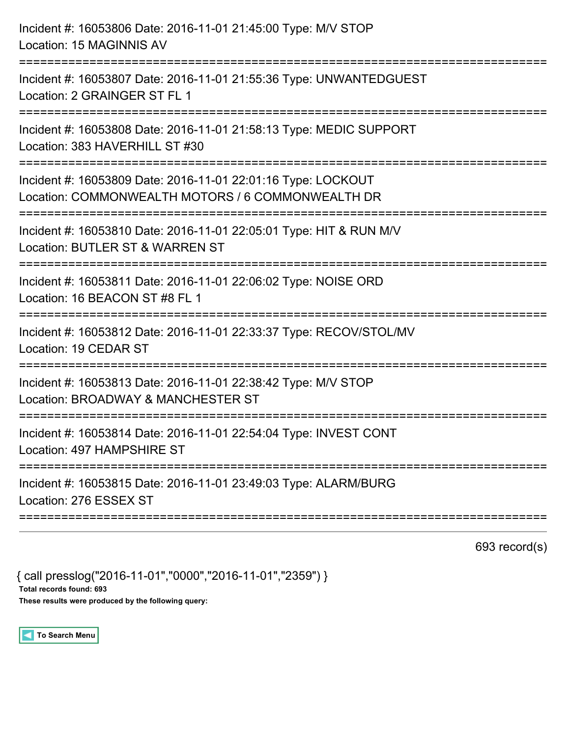Incident #: 16053806 Date: 2016-11-01 21:45:00 Type: M/V STOP
Location: 15 MAGINNIS AV

===========================================================================

Incident #: 16053807 Date: 2016-11-01 21:55:36 Type: UNWANTEDGUEST
Location: 2 GRAINGER ST FL 1

===========================================================================

Incident #: 16053808 Date: 2016-11-01 21:58:13 Type: MEDIC SUPPORT
Location: 383 HAVERHILL ST #30

===========================================================================

Incident #: 16053809 Date: 2016-11-01 22:01:16 Type: LOCKOUT
Location: COMMONWEALTH MOTORS / 6 COMMONWEALTH DR

===========================================================================

Incident #: 16053810 Date: 2016-11-01 22:05:01 Type: HIT & RUN M/V
Location: BUTLER ST & WARREN ST

===========================================================================

Incident #: 16053811 Date: 2016-11-01 22:06:02 Type: NOISE ORD
Location: 16 BEACON ST #8 FL 1

===========================================================================

Incident #: 16053812 Date: 2016-11-01 22:33:37 Type: RECOV/STOL/MV
Location: 19 CEDAR ST

===========================================================================

Incident #: 16053813 Date: 2016-11-01 22:38:42 Type: M/V STOP
Location: BROADWAY & MANCHESTER ST

===========================================================================

Incident #: 16053814 Date: 2016-11-01 22:54:04 Type: INVEST CONT
Location: 497 HAMPSHIRE ST

===========================================================================

Incident #: 16053815 Date: 2016-11-01 23:49:03 Type: ALARM/BURG
Location: 276 ESSEX ST

===========================================================================

693 record(s)

{ call presslog("2016-11-01","0000","2016-11-01","2359") }

**Total records found: 693**

**These results were produced by the following query:**

To Search Menu